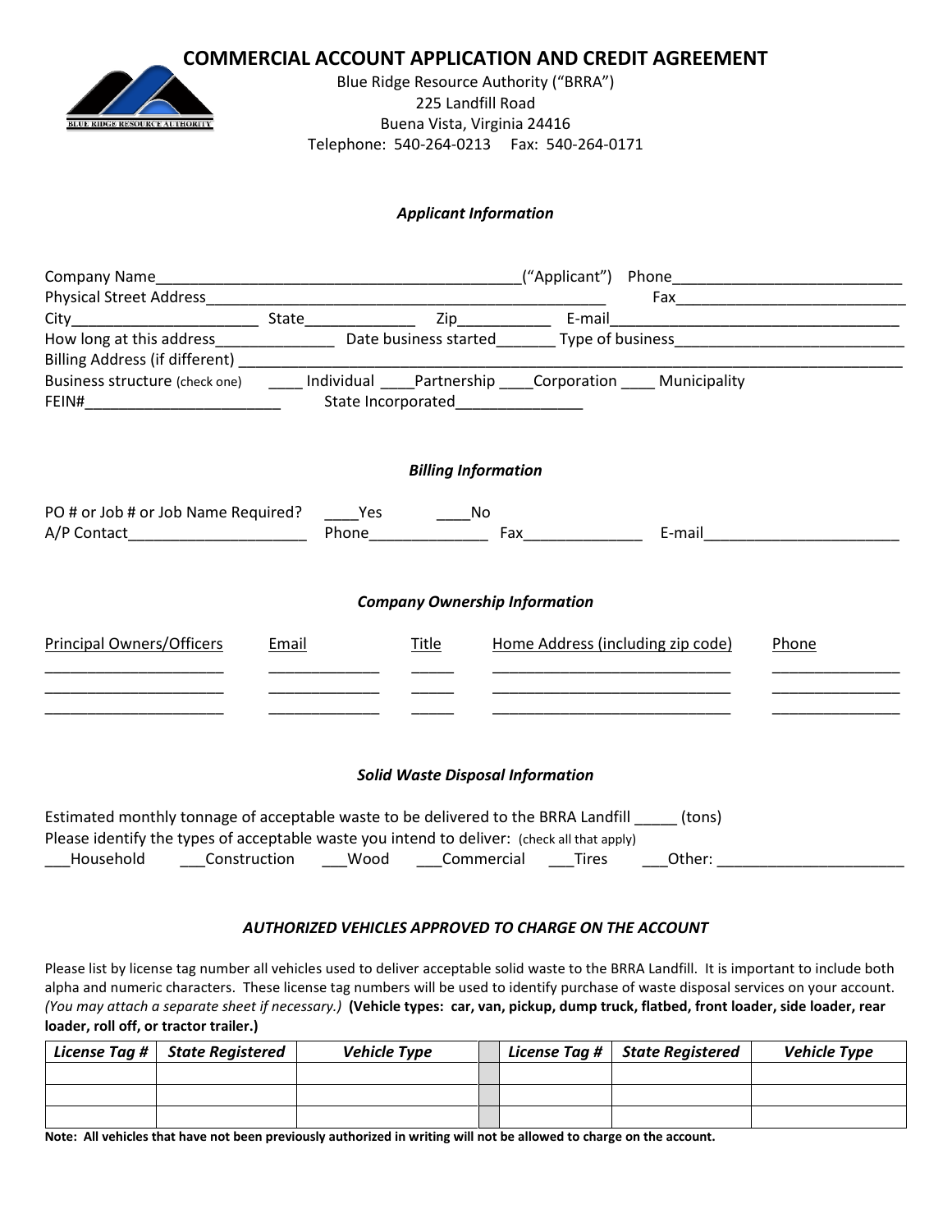# COMMERCIAL ACCOUNT APPLICATION AND CREDIT AGREEMENT

Blue Ridge Resource Authority ("BRRA")
225 Landfill Road
Buena Vista, Virginia 24416
Telephone: 540-264-0213 Fax: 540-264-0171

### *Applicant Information*

Company Name___________________________________________("Applicant") Phone___________________________
Physical Street Address_______________________________________________ Fax____________________________
City______________________ State_____________ Zip___________ E-mail______________________________
How long at this address______________ Date business started_______ Type of business___________________________
Billing Address (if different) ___________________________________________________________________________
Business structure (check one) ____ Individual ____Partnership ____Corporation ____ Municipality
FEIN#_______________________ State Incorporated_______________

### *Billing Information*

PO # or Job # or Job Name Required? ____Yes ____No
A/P Contact_____________________ Phone______________ Fax______________ E-mail_______________________

### *Company Ownership Information*

| Principal Owners/Officers | Email | Title | Home Address (including zip code) | Phone |
|---|---|---|---|---|
| | | | | |
| | | | | |
| | | | | |

### *Solid Waste Disposal Information*

Estimated monthly tonnage of acceptable waste to be delivered to the BRRA Landfill _____ (tons)
Please identify the types of acceptable waste you intend to deliver: (check all that apply)
___Household ___Construction ___Wood ___Commercial ___Tires ___Other: ______________________

### *AUTHORIZED VEHICLES APPROVED TO CHARGE ON THE ACCOUNT*

Please list by license tag number all vehicles used to deliver acceptable solid waste to the BRRA Landfill. It is important to include both alpha and numeric characters. These license tag numbers will be used to identify purchase of waste disposal services on your account. *(You may attach a separate sheet if necessary.)* **(Vehicle types: car, van, pickup, dump truck, flatbed, front loader, side loader, rear loader, roll off, or tractor trailer.)**

| *License Tag #* | *State Registered* | *Vehicle Type* | | *License Tag #* | *State Registered* | *Vehicle Type* |
|---|---|---|---|---|---|---|
| | | | | | | |
| | | | | | | |
| | | | | | | |

**Note: All vehicles that have not been previously authorized in writing will not be allowed to charge on the account.**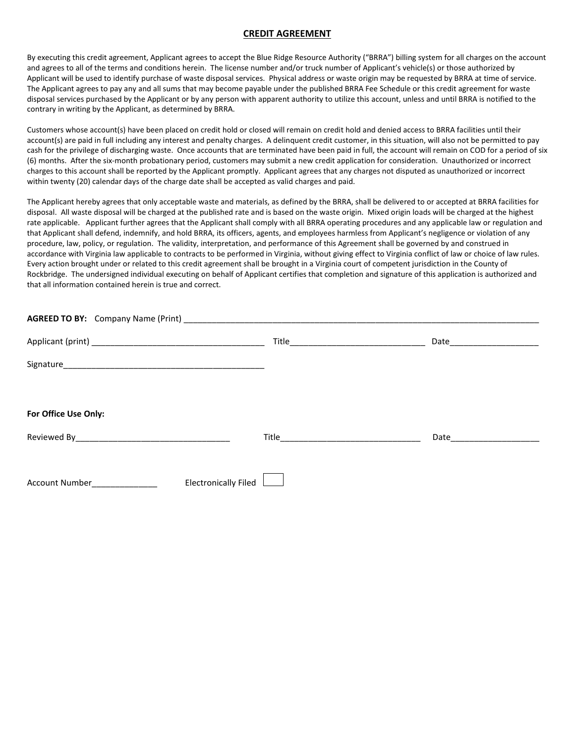## CREDIT AGREEMENT

By executing this credit agreement, Applicant agrees to accept the Blue Ridge Resource Authority ("BRRA") billing system for all charges on the account and agrees to all of the terms and conditions herein. The license number and/or truck number of Applicant's vehicle(s) or those authorized by Applicant will be used to identify purchase of waste disposal services. Physical address or waste origin may be requested by BRRA at time of service. The Applicant agrees to pay any and all sums that may become payable under the published BRRA Fee Schedule or this credit agreement for waste disposal services purchased by the Applicant or by any person with apparent authority to utilize this account, unless and until BRRA is notified to the contrary in writing by the Applicant, as determined by BRRA.

Customers whose account(s) have been placed on credit hold or closed will remain on credit hold and denied access to BRRA facilities until their account(s) are paid in full including any interest and penalty charges. A delinquent credit customer, in this situation, will also not be permitted to pay cash for the privilege of discharging waste. Once accounts that are terminated have been paid in full, the account will remain on COD for a period of six (6) months. After the six-month probationary period, customers may submit a new credit application for consideration. Unauthorized or incorrect charges to this account shall be reported by the Applicant promptly. Applicant agrees that any charges not disputed as unauthorized or incorrect within twenty (20) calendar days of the charge date shall be accepted as valid charges and paid.

The Applicant hereby agrees that only acceptable waste and materials, as defined by the BRRA, shall be delivered to or accepted at BRRA facilities for disposal. All waste disposal will be charged at the published rate and is based on the waste origin. Mixed origin loads will be charged at the highest rate applicable. Applicant further agrees that the Applicant shall comply with all BRRA operating procedures and any applicable law or regulation and that Applicant shall defend, indemnify, and hold BRRA, its officers, agents, and employees harmless from Applicant's negligence or violation of any procedure, law, policy, or regulation. The validity, interpretation, and performance of this Agreement shall be governed by and construed in accordance with Virginia law applicable to contracts to be performed in Virginia, without giving effect to Virginia conflict of law or choice of law rules. Every action brought under or related to this credit agreement shall be brought in a Virginia court of competent jurisdiction in the County of Rockbridge. The undersigned individual executing on behalf of Applicant certifies that completion and signature of this application is authorized and that all information contained herein is true and correct.

**AGREED TO BY:** Company Name (Print) ______________________________________________

Applicant (print) ______________________________ Title__________________________ Date__________________

Signature________________________________________

**For Office Use Only:**

Reviewed By______________________________ Title___________________________ Date__________________

Account Number_____________ Electronically Filed ☐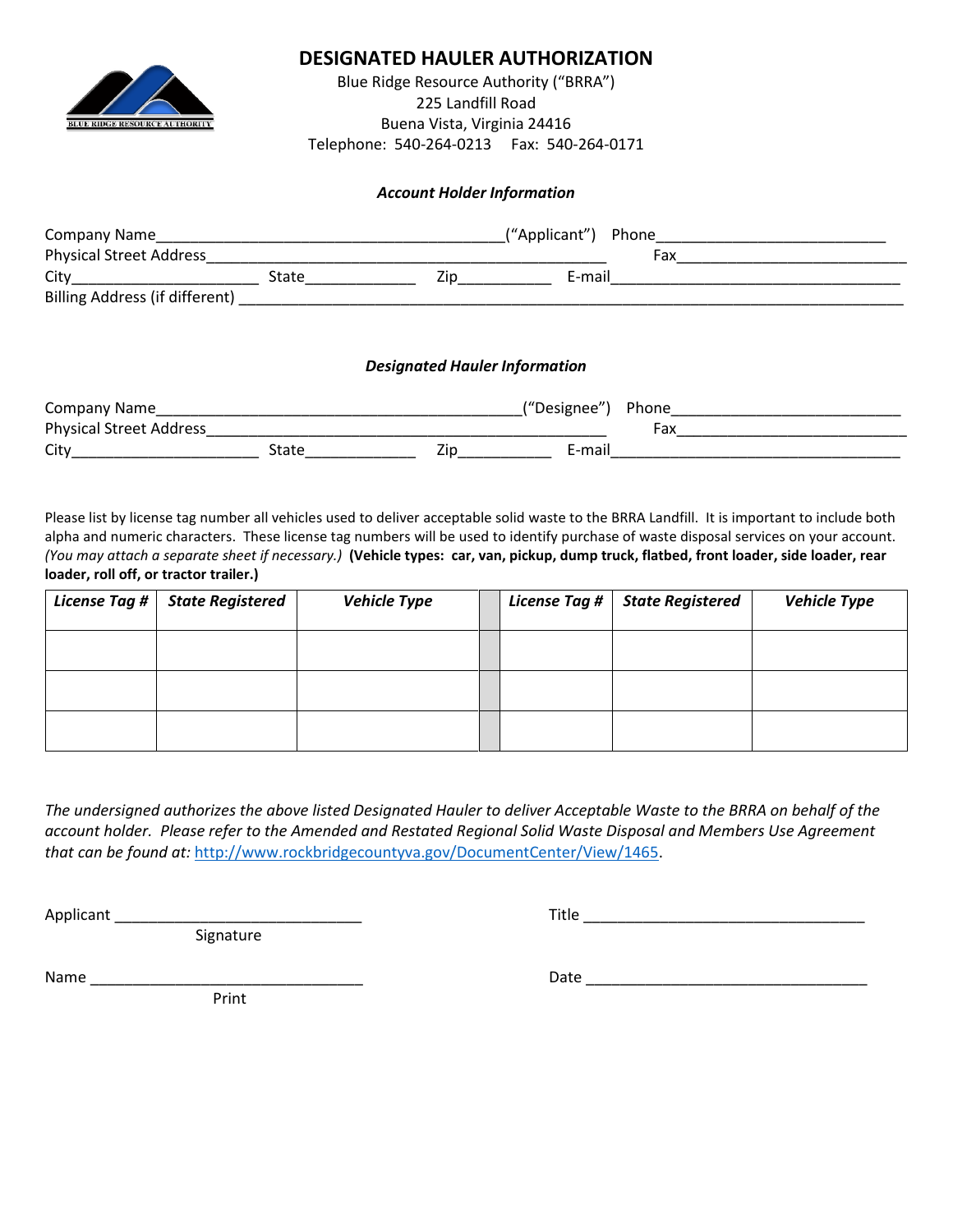# DESIGNATED HAULER AUTHORIZATION

Blue Ridge Resource Authority ("BRRA")
225 Landfill Road
Buena Vista, Virginia 24416
Telephone: 540-264-0213 Fax: 540-264-0171

***Account Holder Information***

Company Name__________________________________________("Applicant") Phone___________________________
Physical Street Address__________________________________________________ Fax____________________________
City_______________________ State_____________ Zip___________ E-mail___________________________________
Billing Address (if different) ____________________________________________________________________________

***Designated Hauler Information***

Company Name____________________________________________("Designee") Phone___________________________
Physical Street Address__________________________________________________ Fax____________________________
City_______________________ State_____________ Zip___________ E-mail___________________________________

Please list by license tag number all vehicles used to deliver acceptable solid waste to the BRRA Landfill. It is important to include both alpha and numeric characters. These license tag numbers will be used to identify purchase of waste disposal services on your account. *(You may attach a separate sheet if necessary.)* **(Vehicle types: car, van, pickup, dump truck, flatbed, front loader, side loader, rear loader, roll off, or tractor trailer.)**

| ***License Tag #*** | ***State Registered*** | ***Vehicle Type*** | | ***License Tag #*** | ***State Registered*** | ***Vehicle Type*** |
|---|---|---|---|---|---|---|
| | | | | | | |
| | | | | | | |
| | | | | | | |

*The undersigned authorizes the above listed Designated Hauler to deliver Acceptable Waste to the BRRA on behalf of the account holder. Please refer to the Amended and Restated Regional Solid Waste Disposal and Members Use Agreement that can be found at:* http://www.rockbridgecountyva.gov/DocumentCenter/View/1465.

Applicant ______________________________ Title __________________________________
Signature

Name ________________________________ Date __________________________________
Print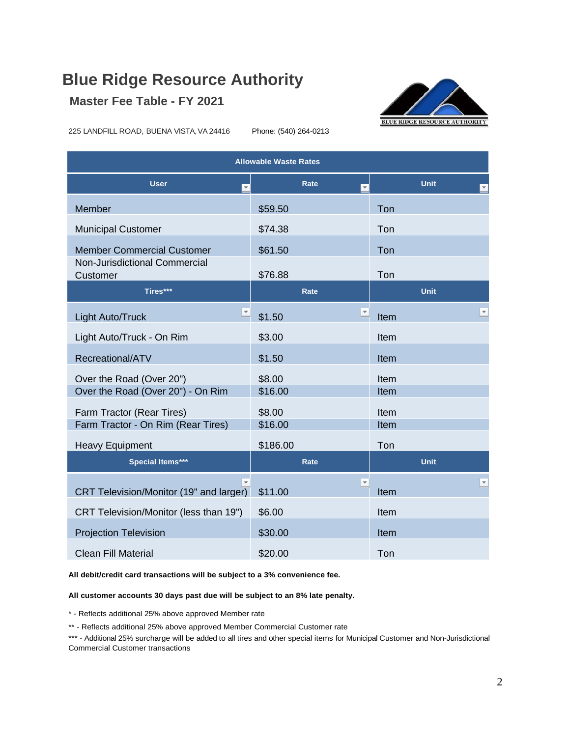# Blue Ridge Resource Authority

## Master Fee Table - FY 2021

225 LANDFILL ROAD, BUENA VISTA, VA 24416     Phone: (540) 264-0213

| Allowable Waste Rates | | |
|---|---|---|
| **User** | **Rate** | **Unit** |
| Member | $59.50 | Ton |
| Municipal Customer | $74.38 | Ton |
| Member Commercial Customer | $61.50 | Ton |
| Non-Jurisdictional Commercial Customer | $76.88 | Ton |
| **Tires*** ** | **Rate** | **Unit** |
| Light Auto/Truck | $1.50 | Item |
| Light Auto/Truck - On Rim | $3.00 | Item |
| Recreational/ATV | $1.50 | Item |
| Over the Road (Over 20") | $8.00 | Item |
| Over the Road (Over 20") - On Rim | $16.00 | Item |
| Farm Tractor (Rear Tires) | $8.00 | Item |
| Farm Tractor - On Rim (Rear Tires) | $16.00 | Item |
| Heavy Equipment | $186.00 | Ton |
| **Special Items*** ** | **Rate** | **Unit** |
| CRT Television/Monitor (19" and larger) | $11.00 | Item |
| CRT Television/Monitor (less than 19") | $6.00 | Item |
| Projection Television | $30.00 | Item |
| Clean Fill Material | $20.00 | Ton |

**All debit/credit card transactions will be subject to a 3% convenience fee.**

**All customer accounts 30 days past due will be subject to an 8% late penalty.**

* - Reflects additional 25% above approved Member rate

** - Reflects additional 25% above approved Member Commercial Customer rate

*** - Additional 25% surcharge will be added to all tires and other special items for Municipal Customer and Non-Jurisdictional Commercial Customer transactions